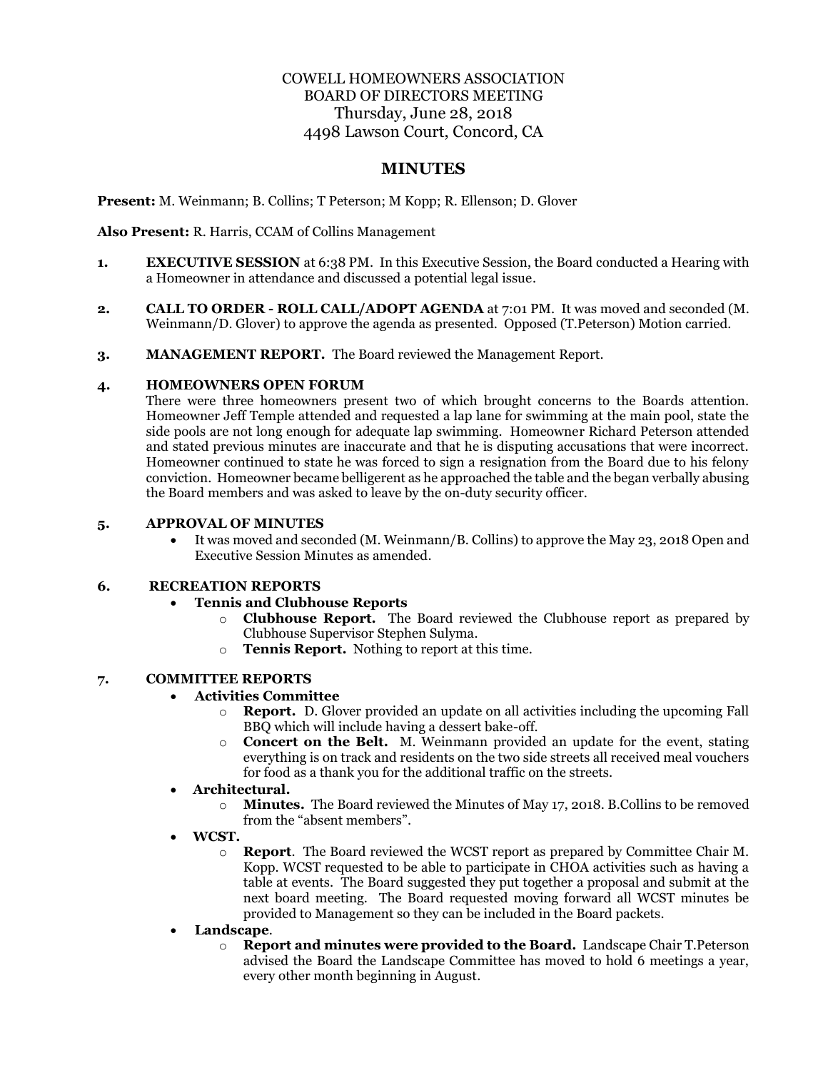# COWELL HOMEOWNERS ASSOCIATION
## BOARD OF DIRECTORS MEETING
### Thursday, June 28, 2018
### 4498 Lawson Court, Concord, CA

## MINUTES

**Present:** M. Weinmann; B. Collins; T Peterson; M Kopp; R. Ellenson; D. Glover

**Also Present:** R. Harris, CCAM of Collins Management

**1.** **EXECUTIVE SESSION** at 6:38 PM. In this Executive Session, the Board conducted a Hearing with a Homeowner in attendance and discussed a potential legal issue.

**2.** **CALL TO ORDER - ROLL CALL/ADOPT AGENDA** at 7:01 PM. It was moved and seconded (M. Weinmann/D. Glover) to approve the agenda as presented. Opposed (T.Peterson) Motion carried.

**3.** **MANAGEMENT REPORT.** The Board reviewed the Management Report.

**4.** **HOMEOWNERS OPEN FORUM**

There were three homeowners present two of which brought concerns to the Boards attention. Homeowner Jeff Temple attended and requested a lap lane for swimming at the main pool, state the side pools are not long enough for adequate lap swimming. Homeowner Richard Peterson attended and stated previous minutes are inaccurate and that he is disputing accusations that were incorrect. Homeowner continued to state he was forced to sign a resignation from the Board due to his felony conviction. Homeowner became belligerent as he approached the table and the began verbally abusing the Board members and was asked to leave by the on-duty security officer.

**5.** **APPROVAL OF MINUTES**

- It was moved and seconded (M. Weinmann/B. Collins) to approve the May 23, 2018 Open and Executive Session Minutes as amended.

**6.** **RECREATION REPORTS**

- **Tennis and Clubhouse Reports**
  - **Clubhouse Report.** The Board reviewed the Clubhouse report as prepared by Clubhouse Supervisor Stephen Sulyma.
  - **Tennis Report.** Nothing to report at this time.

**7.** **COMMITTEE REPORTS**

- **Activities Committee**
  - **Report.** D. Glover provided an update on all activities including the upcoming Fall BBQ which will include having a dessert bake-off.
  - **Concert on the Belt.** M. Weinmann provided an update for the event, stating everything is on track and residents on the two side streets all received meal vouchers for food as a thank you for the additional traffic on the streets.
- **Architectural.**
  - **Minutes.** The Board reviewed the Minutes of May 17, 2018. B.Collins to be removed from the "absent members".
- **WCST.**
  - **Report**. The Board reviewed the WCST report as prepared by Committee Chair M. Kopp. WCST requested to be able to participate in CHOA activities such as having a table at events. The Board suggested they put together a proposal and submit at the next board meeting. The Board requested moving forward all WCST minutes be provided to Management so they can be included in the Board packets.
- **Landscape**.
  - **Report and minutes were provided to the Board.** Landscape Chair T.Peterson advised the Board the Landscape Committee has moved to hold 6 meetings a year, every other month beginning in August.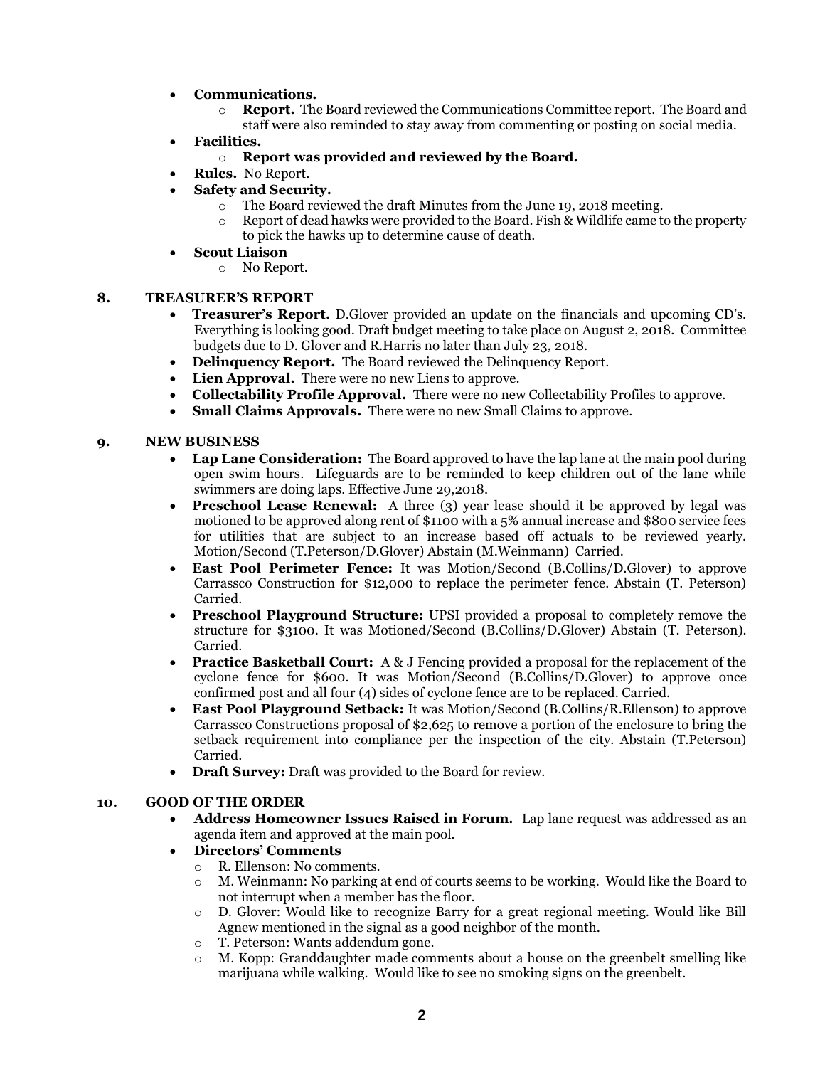- **Communications.**
  - **Report.** The Board reviewed the Communications Committee report. The Board and staff were also reminded to stay away from commenting or posting on social media.
- **Facilities.**
  - **Report was provided and reviewed by the Board.**
- **Rules.** No Report.
- **Safety and Security.**
  - The Board reviewed the draft Minutes from the June 19, 2018 meeting.
  - Report of dead hawks were provided to the Board. Fish & Wildlife came to the property to pick the hawks up to determine cause of death.
- **Scout Liaison**
  - No Report.

## 8. TREASURER'S REPORT

- **Treasurer's Report.** D.Glover provided an update on the financials and upcoming CD's. Everything is looking good. Draft budget meeting to take place on August 2, 2018. Committee budgets due to D. Glover and R.Harris no later than July 23, 2018.
- **Delinquency Report.** The Board reviewed the Delinquency Report.
- **Lien Approval.** There were no new Liens to approve.
- **Collectability Profile Approval.** There were no new Collectability Profiles to approve.
- **Small Claims Approvals.** There were no new Small Claims to approve.

## 9. NEW BUSINESS

- **Lap Lane Consideration:** The Board approved to have the lap lane at the main pool during open swim hours. Lifeguards are to be reminded to keep children out of the lane while swimmers are doing laps. Effective June 29,2018.
- **Preschool Lease Renewal:** A three (3) year lease should it be approved by legal was motioned to be approved along rent of $1100 with a 5% annual increase and $800 service fees for utilities that are subject to an increase based off actuals to be reviewed yearly. Motion/Second (T.Peterson/D.Glover) Abstain (M.Weinmann) Carried.
- **East Pool Perimeter Fence:** It was Motion/Second (B.Collins/D.Glover) to approve Carrassco Construction for $12,000 to replace the perimeter fence. Abstain (T. Peterson) Carried.
- **Preschool Playground Structure:** UPSI provided a proposal to completely remove the structure for $3100. It was Motioned/Second (B.Collins/D.Glover) Abstain (T. Peterson). Carried.
- **Practice Basketball Court:** A & J Fencing provided a proposal for the replacement of the cyclone fence for $600. It was Motion/Second (B.Collins/D.Glover) to approve once confirmed post and all four (4) sides of cyclone fence are to be replaced. Carried.
- **East Pool Playground Setback:** It was Motion/Second (B.Collins/R.Ellenson) to approve Carrassco Constructions proposal of $2,625 to remove a portion of the enclosure to bring the setback requirement into compliance per the inspection of the city. Abstain (T.Peterson) Carried.
- **Draft Survey:** Draft was provided to the Board for review.

## 10. GOOD OF THE ORDER

- **Address Homeowner Issues Raised in Forum.** Lap lane request was addressed as an agenda item and approved at the main pool.
- **Directors' Comments**
  - R. Ellenson: No comments.
  - M. Weinmann: No parking at end of courts seems to be working. Would like the Board to not interrupt when a member has the floor.
  - D. Glover: Would like to recognize Barry for a great regional meeting. Would like Bill Agnew mentioned in the signal as a good neighbor of the month.
  - T. Peterson: Wants addendum gone.
  - M. Kopp: Granddaughter made comments about a house on the greenbelt smelling like marijuana while walking. Would like to see no smoking signs on the greenbelt.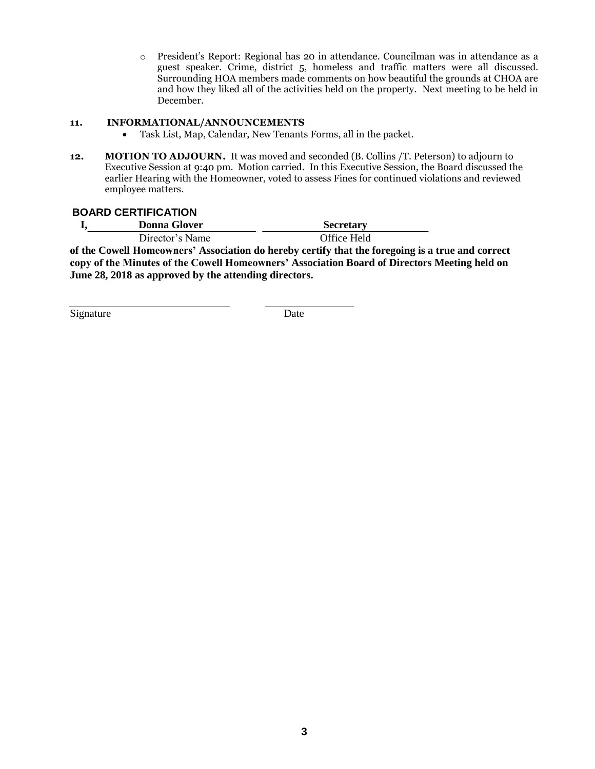- President's Report: Regional has 20 in attendance. Councilman was in attendance as a guest speaker. Crime, district 5, homeless and traffic matters were all discussed. Surrounding HOA members made comments on how beautiful the grounds at CHOA are and how they liked all of the activities held on the property. Next meeting to be held in December.

**11. INFORMATIONAL/ANNOUNCEMENTS**

- Task List, Map, Calendar, New Tenants Forms, all in the packet.

**12. MOTION TO ADJOURN.** It was moved and seconded (B. Collins /T. Peterson) to adjourn to Executive Session at 9:40 pm. Motion carried. In this Executive Session, the Board discussed the earlier Hearing with the Homeowner, voted to assess Fines for continued violations and reviewed employee matters.

## BOARD CERTIFICATION

I, **Donna Glover** (Director's Name) **Secretary** (Office Held)

**of the Cowell Homeowners' Association do hereby certify that the foregoing is a true and correct copy of the Minutes of the Cowell Homeowners' Association Board of Directors Meeting held on June 28, 2018 as approved by the attending directors.**

Signature ____________________ Date ____________